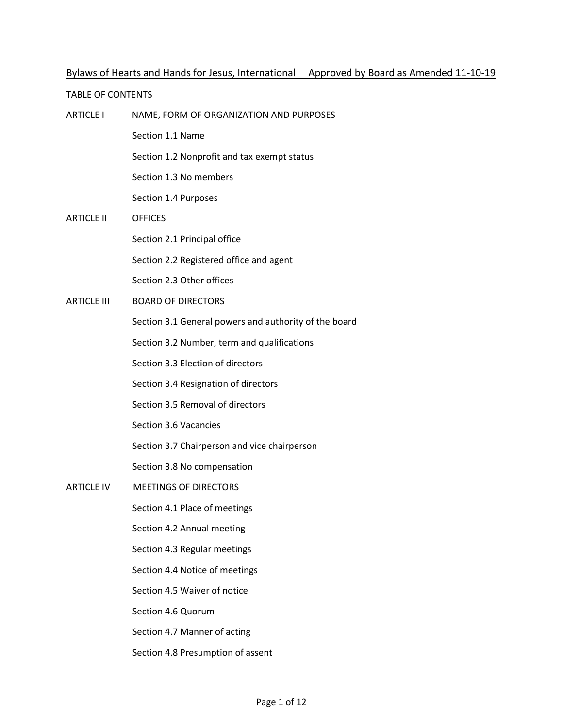Bylaws of Hearts and Hands for Jesus, International Approved by Board as Amended 11-10-19

TABLE OF CONTENTS

ARTICLE I NAME, FORM OF ORGANIZATION AND PURPOSES

- Section 1.1 Name
- Section 1.2 Nonprofit and tax exempt status
- Section 1.3 No members
- Section 1.4 Purposes

ARTICLE II OFFICES

- Section 2.1 Principal office
- Section 2.2 Registered office and agent
- Section 2.3 Other offices

ARTICLE III BOARD OF DIRECTORS

- Section 3.1 General powers and authority of the board
- Section 3.2 Number, term and qualifications
- Section 3.3 Election of directors
- Section 3.4 Resignation of directors
- Section 3.5 Removal of directors
- Section 3.6 Vacancies
- Section 3.7 Chairperson and vice chairperson
- Section 3.8 No compensation

ARTICLE IV MEETINGS OF DIRECTORS

- Section 4.1 Place of meetings
- Section 4.2 Annual meeting
- Section 4.3 Regular meetings
- Section 4.4 Notice of meetings
- Section 4.5 Waiver of notice
- Section 4.6 Quorum
- Section 4.7 Manner of acting
- Section 4.8 Presumption of assent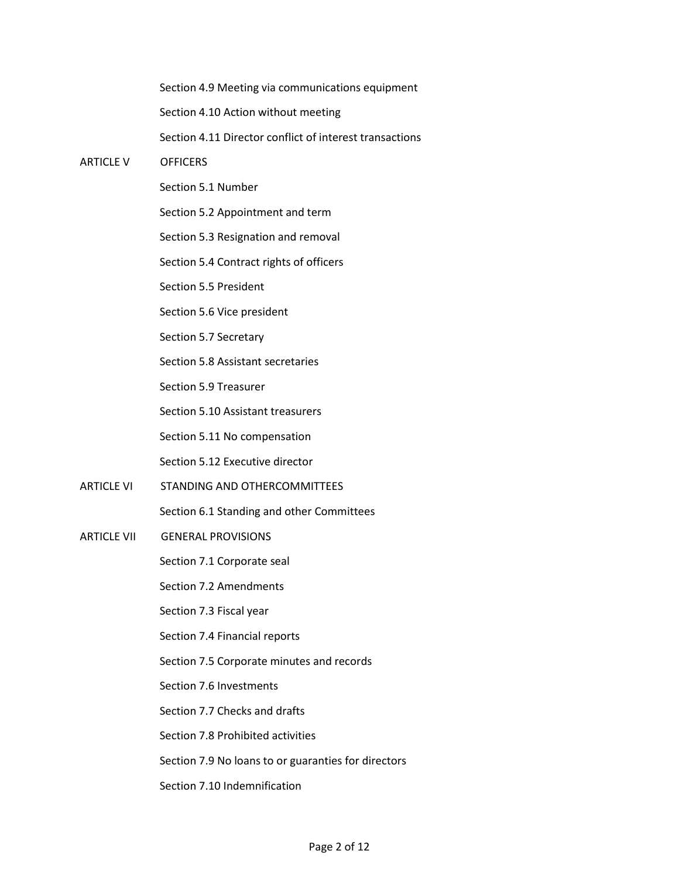Section 4.9 Meeting via communications equipment

Section 4.10 Action without meeting

Section 4.11 Director conflict of interest transactions

ARTICLE V OFFICERS

Section 5.1 Number

Section 5.2 Appointment and term

Section 5.3 Resignation and removal

Section 5.4 Contract rights of officers

Section 5.5 President

Section 5.6 Vice president

Section 5.7 Secretary

Section 5.8 Assistant secretaries

Section 5.9 Treasurer

Section 5.10 Assistant treasurers

Section 5.11 No compensation

Section 5.12 Executive director

ARTICLE VI STANDING AND OTHERCOMMITTEES

Section 6.1 Standing and other Committees

ARTICLE VII GENERAL PROVISIONS

Section 7.1 Corporate seal

Section 7.2 Amendments

Section 7.3 Fiscal year

Section 7.4 Financial reports

Section 7.5 Corporate minutes and records

Section 7.6 Investments

Section 7.7 Checks and drafts

Section 7.8 Prohibited activities

Section 7.9 No loans to or guaranties for directors

Section 7.10 Indemnification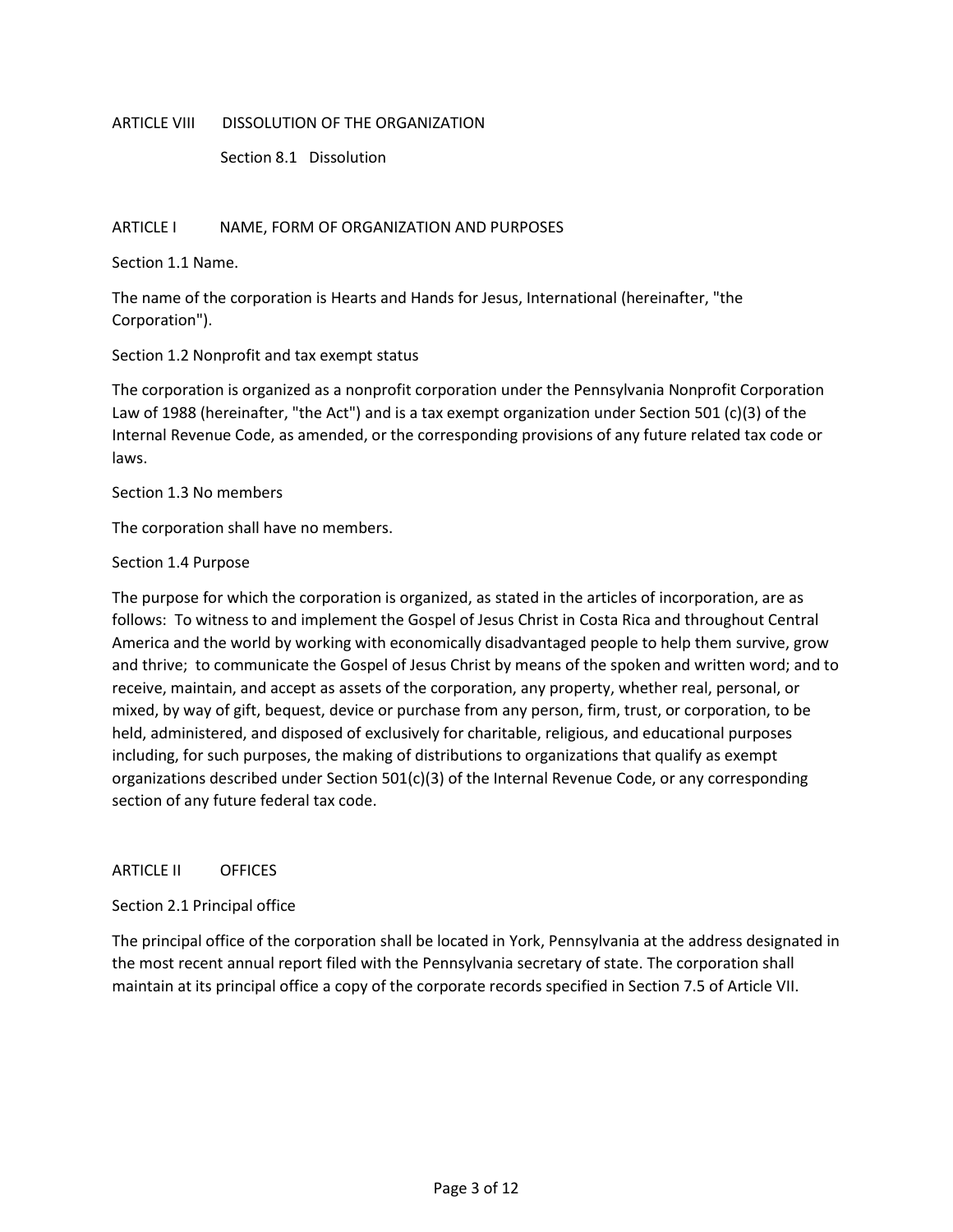ARTICLE VIII DISSOLUTION OF THE ORGANIZATION

Section 8.1 Dissolution

## ARTICLE I NAME, FORM OF ORGANIZATION AND PURPOSES

Section 1.1 Name.

The name of the corporation is Hearts and Hands for Jesus, International (hereinafter, "the Corporation").

Section 1.2 Nonprofit and tax exempt status

The corporation is organized as a nonprofit corporation under the Pennsylvania Nonprofit Corporation Law of 1988 (hereinafter, "the Act") and is a tax exempt organization under Section 501 (c)(3) of the Internal Revenue Code, as amended, or the corresponding provisions of any future related tax code or laws.

Section 1.3 No members

The corporation shall have no members.

Section 1.4 Purpose

The purpose for which the corporation is organized, as stated in the articles of incorporation, are as follows: To witness to and implement the Gospel of Jesus Christ in Costa Rica and throughout Central America and the world by working with economically disadvantaged people to help them survive, grow and thrive; to communicate the Gospel of Jesus Christ by means of the spoken and written word; and to receive, maintain, and accept as assets of the corporation, any property, whether real, personal, or mixed, by way of gift, bequest, device or purchase from any person, firm, trust, or corporation, to be held, administered, and disposed of exclusively for charitable, religious, and educational purposes including, for such purposes, the making of distributions to organizations that qualify as exempt organizations described under Section 501(c)(3) of the Internal Revenue Code, or any corresponding section of any future federal tax code.

## ARTICLE II OFFICES

Section 2.1 Principal office

The principal office of the corporation shall be located in York, Pennsylvania at the address designated in the most recent annual report filed with the Pennsylvania secretary of state. The corporation shall maintain at its principal office a copy of the corporate records specified in Section 7.5 of Article VII.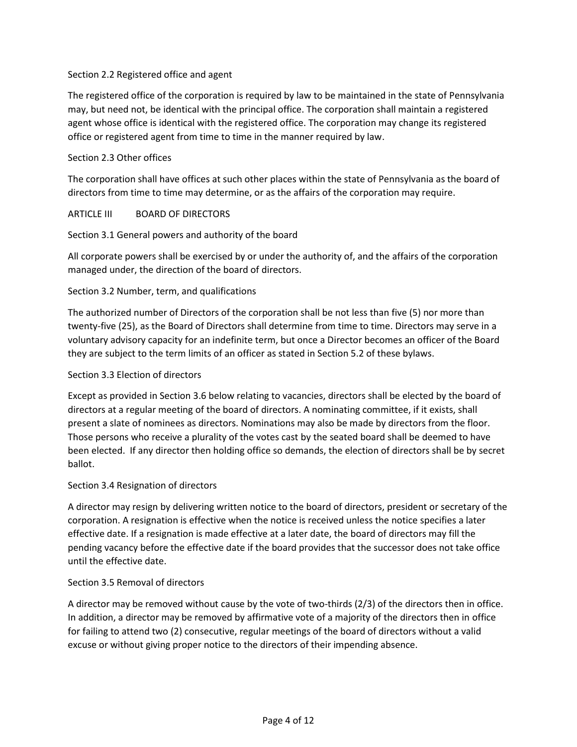### Section 2.2 Registered office and agent

The registered office of the corporation is required by law to be maintained in the state of Pennsylvania may, but need not, be identical with the principal office. The corporation shall maintain a registered agent whose office is identical with the registered office. The corporation may change its registered office or registered agent from time to time in the manner required by law.

### Section 2.3 Other offices

The corporation shall have offices at such other places within the state of Pennsylvania as the board of directors from time to time may determine, or as the affairs of the corporation may require.

## ARTICLE III BOARD OF DIRECTORS

### Section 3.1 General powers and authority of the board

All corporate powers shall be exercised by or under the authority of, and the affairs of the corporation managed under, the direction of the board of directors.

### Section 3.2 Number, term, and qualifications

The authorized number of Directors of the corporation shall be not less than five (5) nor more than twenty-five (25), as the Board of Directors shall determine from time to time. Directors may serve in a voluntary advisory capacity for an indefinite term, but once a Director becomes an officer of the Board they are subject to the term limits of an officer as stated in Section 5.2 of these bylaws.

### Section 3.3 Election of directors

Except as provided in Section 3.6 below relating to vacancies, directors shall be elected by the board of directors at a regular meeting of the board of directors. A nominating committee, if it exists, shall present a slate of nominees as directors. Nominations may also be made by directors from the floor. Those persons who receive a plurality of the votes cast by the seated board shall be deemed to have been elected. If any director then holding office so demands, the election of directors shall be by secret ballot.

### Section 3.4 Resignation of directors

A director may resign by delivering written notice to the board of directors, president or secretary of the corporation. A resignation is effective when the notice is received unless the notice specifies a later effective date. If a resignation is made effective at a later date, the board of directors may fill the pending vacancy before the effective date if the board provides that the successor does not take office until the effective date.

### Section 3.5 Removal of directors

A director may be removed without cause by the vote of two-thirds (2/3) of the directors then in office. In addition, a director may be removed by affirmative vote of a majority of the directors then in office for failing to attend two (2) consecutive, regular meetings of the board of directors without a valid excuse or without giving proper notice to the directors of their impending absence.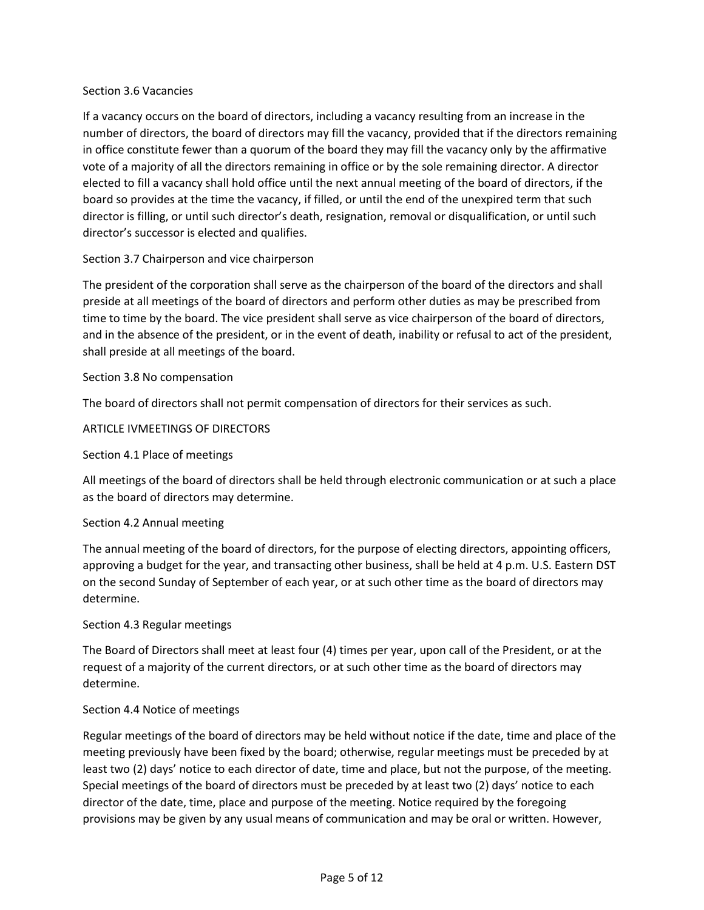### Section 3.6 Vacancies

If a vacancy occurs on the board of directors, including a vacancy resulting from an increase in the number of directors, the board of directors may fill the vacancy, provided that if the directors remaining in office constitute fewer than a quorum of the board they may fill the vacancy only by the affirmative vote of a majority of all the directors remaining in office or by the sole remaining director. A director elected to fill a vacancy shall hold office until the next annual meeting of the board of directors, if the board so provides at the time the vacancy, if filled, or until the end of the unexpired term that such director is filling, or until such director's death, resignation, removal or disqualification, or until such director's successor is elected and qualifies.

### Section 3.7 Chairperson and vice chairperson

The president of the corporation shall serve as the chairperson of the board of the directors and shall preside at all meetings of the board of directors and perform other duties as may be prescribed from time to time by the board. The vice president shall serve as vice chairperson of the board of directors, and in the absence of the president, or in the event of death, inability or refusal to act of the president, shall preside at all meetings of the board.

### Section 3.8 No compensation

The board of directors shall not permit compensation of directors for their services as such.

## ARTICLE IVMEETINGS OF DIRECTORS

### Section 4.1 Place of meetings

All meetings of the board of directors shall be held through electronic communication or at such a place as the board of directors may determine.

### Section 4.2 Annual meeting

The annual meeting of the board of directors, for the purpose of electing directors, appointing officers, approving a budget for the year, and transacting other business, shall be held at 4 p.m. U.S. Eastern DST on the second Sunday of September of each year, or at such other time as the board of directors may determine.

### Section 4.3 Regular meetings

The Board of Directors shall meet at least four (4) times per year, upon call of the President, or at the request of a majority of the current directors, or at such other time as the board of directors may determine.

### Section 4.4 Notice of meetings

Regular meetings of the board of directors may be held without notice if the date, time and place of the meeting previously have been fixed by the board; otherwise, regular meetings must be preceded by at least two (2) days' notice to each director of date, time and place, but not the purpose, of the meeting. Special meetings of the board of directors must be preceded by at least two (2) days' notice to each director of the date, time, place and purpose of the meeting. Notice required by the foregoing provisions may be given by any usual means of communication and may be oral or written. However,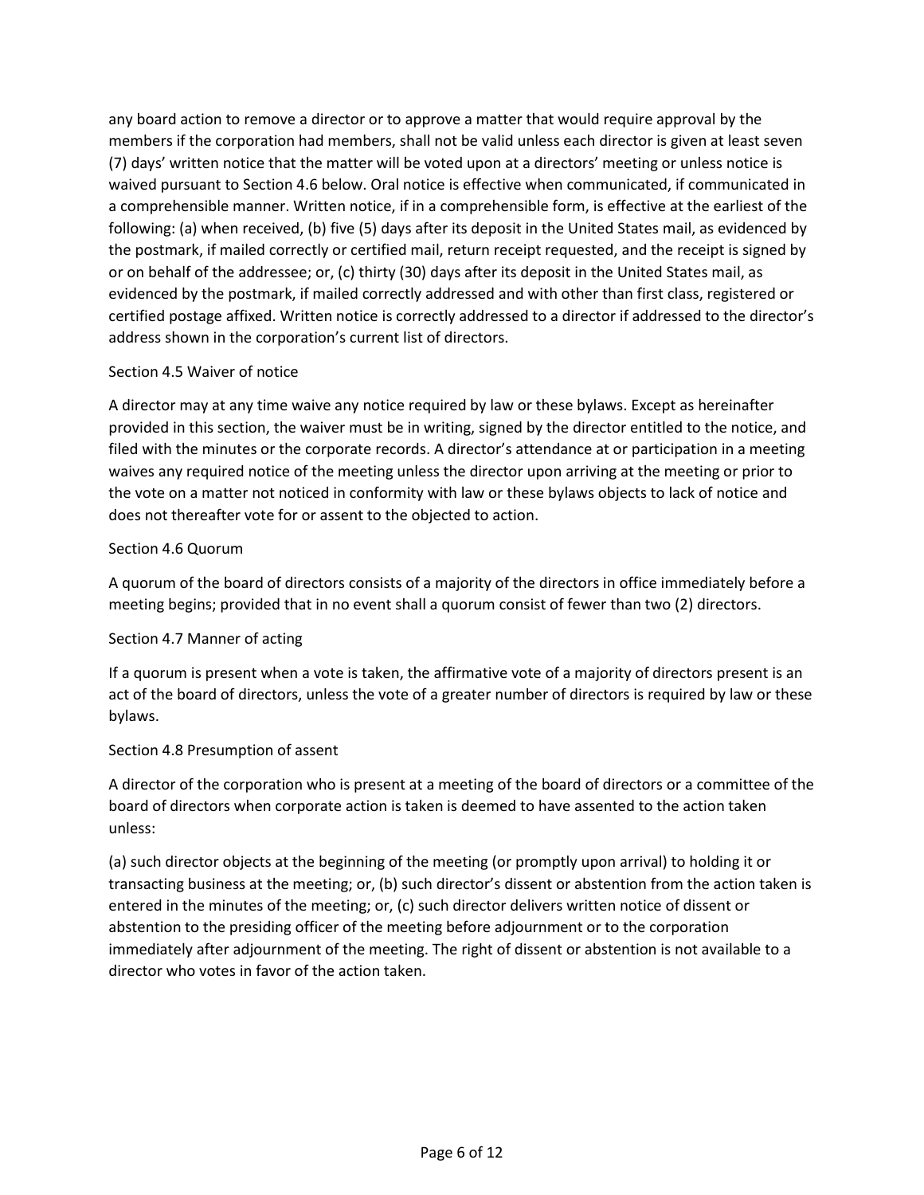any board action to remove a director or to approve a matter that would require approval by the members if the corporation had members, shall not be valid unless each director is given at least seven (7) days' written notice that the matter will be voted upon at a directors' meeting or unless notice is waived pursuant to Section 4.6 below. Oral notice is effective when communicated, if communicated in a comprehensible manner. Written notice, if in a comprehensible form, is effective at the earliest of the following: (a) when received, (b) five (5) days after its deposit in the United States mail, as evidenced by the postmark, if mailed correctly or certified mail, return receipt requested, and the receipt is signed by or on behalf of the addressee; or, (c) thirty (30) days after its deposit in the United States mail, as evidenced by the postmark, if mailed correctly addressed and with other than first class, registered or certified postage affixed. Written notice is correctly addressed to a director if addressed to the director's address shown in the corporation's current list of directors.

## Section 4.5 Waiver of notice

A director may at any time waive any notice required by law or these bylaws. Except as hereinafter provided in this section, the waiver must be in writing, signed by the director entitled to the notice, and filed with the minutes or the corporate records. A director's attendance at or participation in a meeting waives any required notice of the meeting unless the director upon arriving at the meeting or prior to the vote on a matter not noticed in conformity with law or these bylaws objects to lack of notice and does not thereafter vote for or assent to the objected to action.

## Section 4.6 Quorum

A quorum of the board of directors consists of a majority of the directors in office immediately before a meeting begins; provided that in no event shall a quorum consist of fewer than two (2) directors.

## Section 4.7 Manner of acting

If a quorum is present when a vote is taken, the affirmative vote of a majority of directors present is an act of the board of directors, unless the vote of a greater number of directors is required by law or these bylaws.

## Section 4.8 Presumption of assent

A director of the corporation who is present at a meeting of the board of directors or a committee of the board of directors when corporate action is taken is deemed to have assented to the action taken unless:

(a) such director objects at the beginning of the meeting (or promptly upon arrival) to holding it or transacting business at the meeting; or, (b) such director's dissent or abstention from the action taken is entered in the minutes of the meeting; or, (c) such director delivers written notice of dissent or abstention to the presiding officer of the meeting before adjournment or to the corporation immediately after adjournment of the meeting. The right of dissent or abstention is not available to a director who votes in favor of the action taken.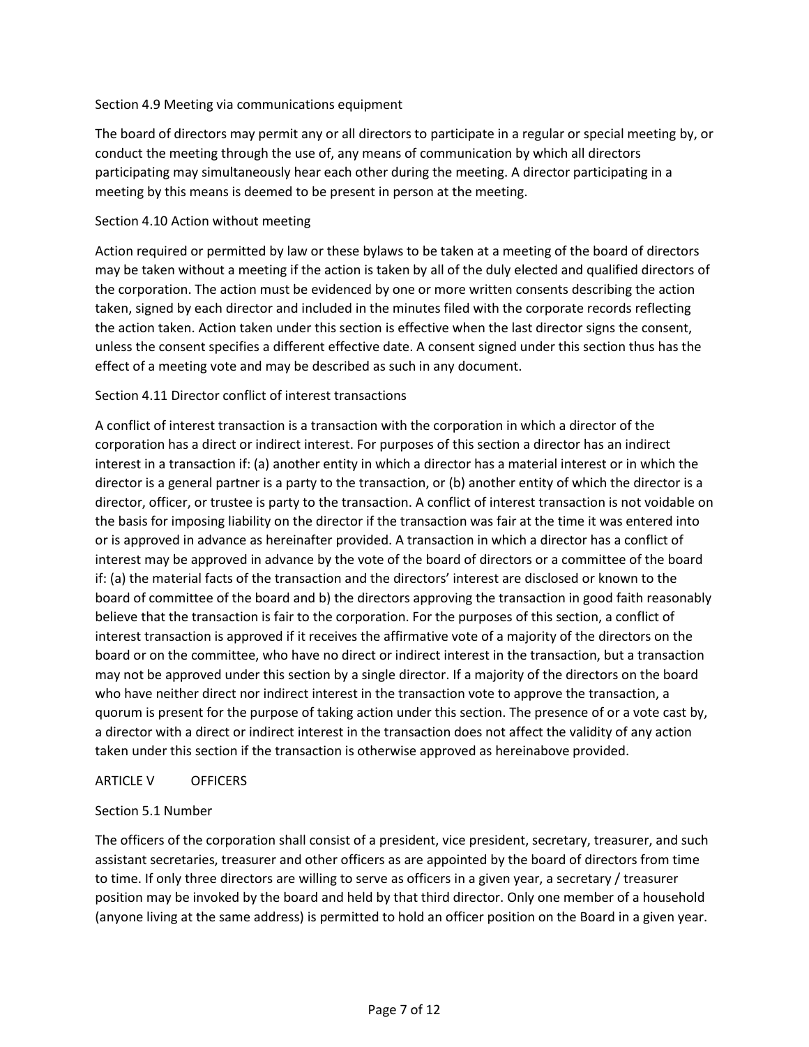Section 4.9 Meeting via communications equipment

The board of directors may permit any or all directors to participate in a regular or special meeting by, or conduct the meeting through the use of, any means of communication by which all directors participating may simultaneously hear each other during the meeting. A director participating in a meeting by this means is deemed to be present in person at the meeting.

Section 4.10 Action without meeting

Action required or permitted by law or these bylaws to be taken at a meeting of the board of directors may be taken without a meeting if the action is taken by all of the duly elected and qualified directors of the corporation. The action must be evidenced by one or more written consents describing the action taken, signed by each director and included in the minutes filed with the corporate records reflecting the action taken. Action taken under this section is effective when the last director signs the consent, unless the consent specifies a different effective date. A consent signed under this section thus has the effect of a meeting vote and may be described as such in any document.

Section 4.11 Director conflict of interest transactions

A conflict of interest transaction is a transaction with the corporation in which a director of the corporation has a direct or indirect interest. For purposes of this section a director has an indirect interest in a transaction if: (a) another entity in which a director has a material interest or in which the director is a general partner is a party to the transaction, or (b) another entity of which the director is a director, officer, or trustee is party to the transaction. A conflict of interest transaction is not voidable on the basis for imposing liability on the director if the transaction was fair at the time it was entered into or is approved in advance as hereinafter provided. A transaction in which a director has a conflict of interest may be approved in advance by the vote of the board of directors or a committee of the board if: (a) the material facts of the transaction and the directors' interest are disclosed or known to the board of committee of the board and b) the directors approving the transaction in good faith reasonably believe that the transaction is fair to the corporation. For the purposes of this section, a conflict of interest transaction is approved if it receives the affirmative vote of a majority of the directors on the board or on the committee, who have no direct or indirect interest in the transaction, but a transaction may not be approved under this section by a single director. If a majority of the directors on the board who have neither direct nor indirect interest in the transaction vote to approve the transaction, a quorum is present for the purpose of taking action under this section. The presence of or a vote cast by, a director with a direct or indirect interest in the transaction does not affect the validity of any action taken under this section if the transaction is otherwise approved as hereinabove provided.

## ARTICLE V OFFICERS

Section 5.1 Number

The officers of the corporation shall consist of a president, vice president, secretary, treasurer, and such assistant secretaries, treasurer and other officers as are appointed by the board of directors from time to time. If only three directors are willing to serve as officers in a given year, a secretary / treasurer position may be invoked by the board and held by that third director. Only one member of a household (anyone living at the same address) is permitted to hold an officer position on the Board in a given year.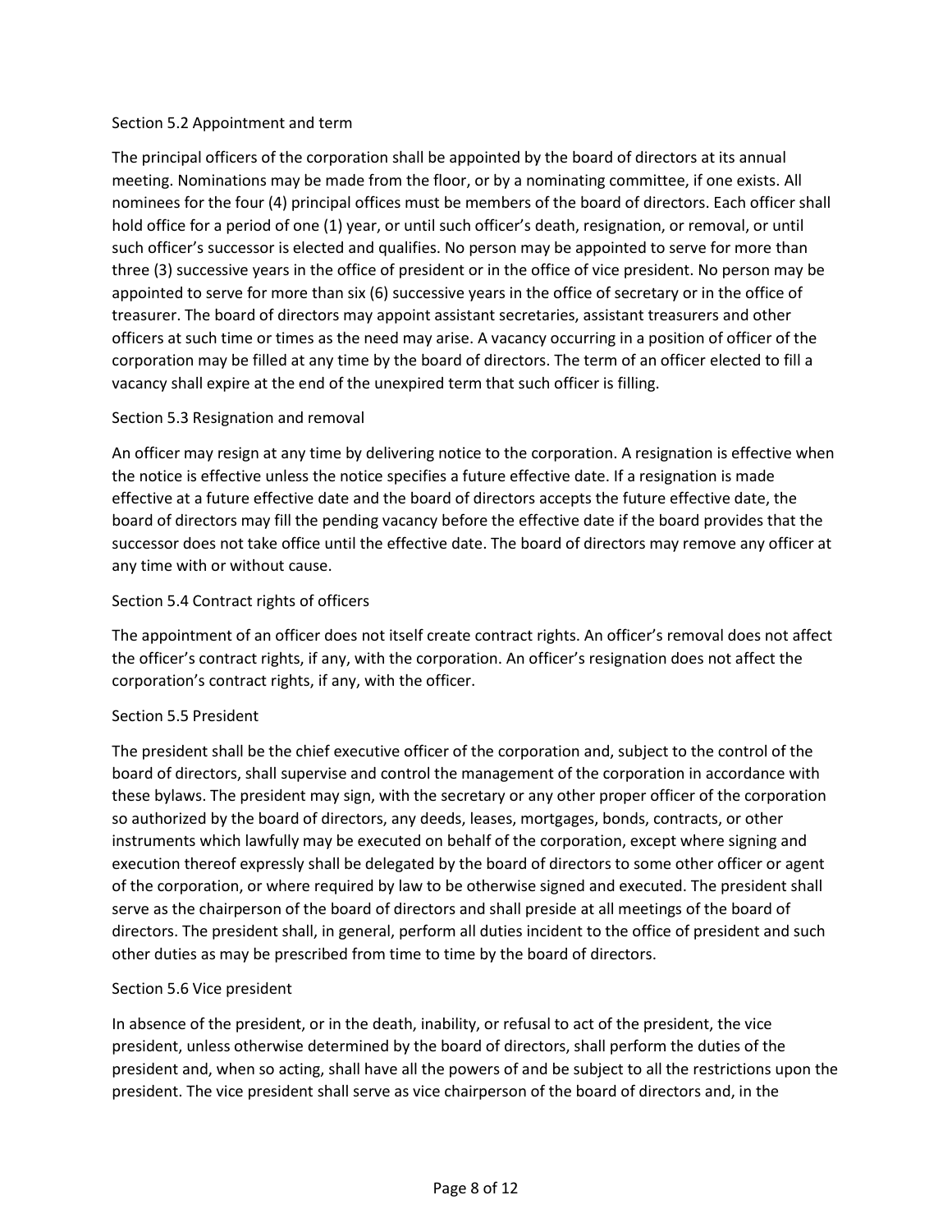### Section 5.2 Appointment and term

The principal officers of the corporation shall be appointed by the board of directors at its annual meeting. Nominations may be made from the floor, or by a nominating committee, if one exists. All nominees for the four (4) principal offices must be members of the board of directors. Each officer shall hold office for a period of one (1) year, or until such officer's death, resignation, or removal, or until such officer's successor is elected and qualifies. No person may be appointed to serve for more than three (3) successive years in the office of president or in the office of vice president. No person may be appointed to serve for more than six (6) successive years in the office of secretary or in the office of treasurer. The board of directors may appoint assistant secretaries, assistant treasurers and other officers at such time or times as the need may arise. A vacancy occurring in a position of officer of the corporation may be filled at any time by the board of directors. The term of an officer elected to fill a vacancy shall expire at the end of the unexpired term that such officer is filling.

### Section 5.3 Resignation and removal

An officer may resign at any time by delivering notice to the corporation. A resignation is effective when the notice is effective unless the notice specifies a future effective date. If a resignation is made effective at a future effective date and the board of directors accepts the future effective date, the board of directors may fill the pending vacancy before the effective date if the board provides that the successor does not take office until the effective date. The board of directors may remove any officer at any time with or without cause.

### Section 5.4 Contract rights of officers

The appointment of an officer does not itself create contract rights. An officer's removal does not affect the officer's contract rights, if any, with the corporation. An officer's resignation does not affect the corporation's contract rights, if any, with the officer.

### Section 5.5 President

The president shall be the chief executive officer of the corporation and, subject to the control of the board of directors, shall supervise and control the management of the corporation in accordance with these bylaws. The president may sign, with the secretary or any other proper officer of the corporation so authorized by the board of directors, any deeds, leases, mortgages, bonds, contracts, or other instruments which lawfully may be executed on behalf of the corporation, except where signing and execution thereof expressly shall be delegated by the board of directors to some other officer or agent of the corporation, or where required by law to be otherwise signed and executed. The president shall serve as the chairperson of the board of directors and shall preside at all meetings of the board of directors. The president shall, in general, perform all duties incident to the office of president and such other duties as may be prescribed from time to time by the board of directors.

### Section 5.6 Vice president

In absence of the president, or in the death, inability, or refusal to act of the president, the vice president, unless otherwise determined by the board of directors, shall perform the duties of the president and, when so acting, shall have all the powers of and be subject to all the restrictions upon the president. The vice president shall serve as vice chairperson of the board of directors and, in the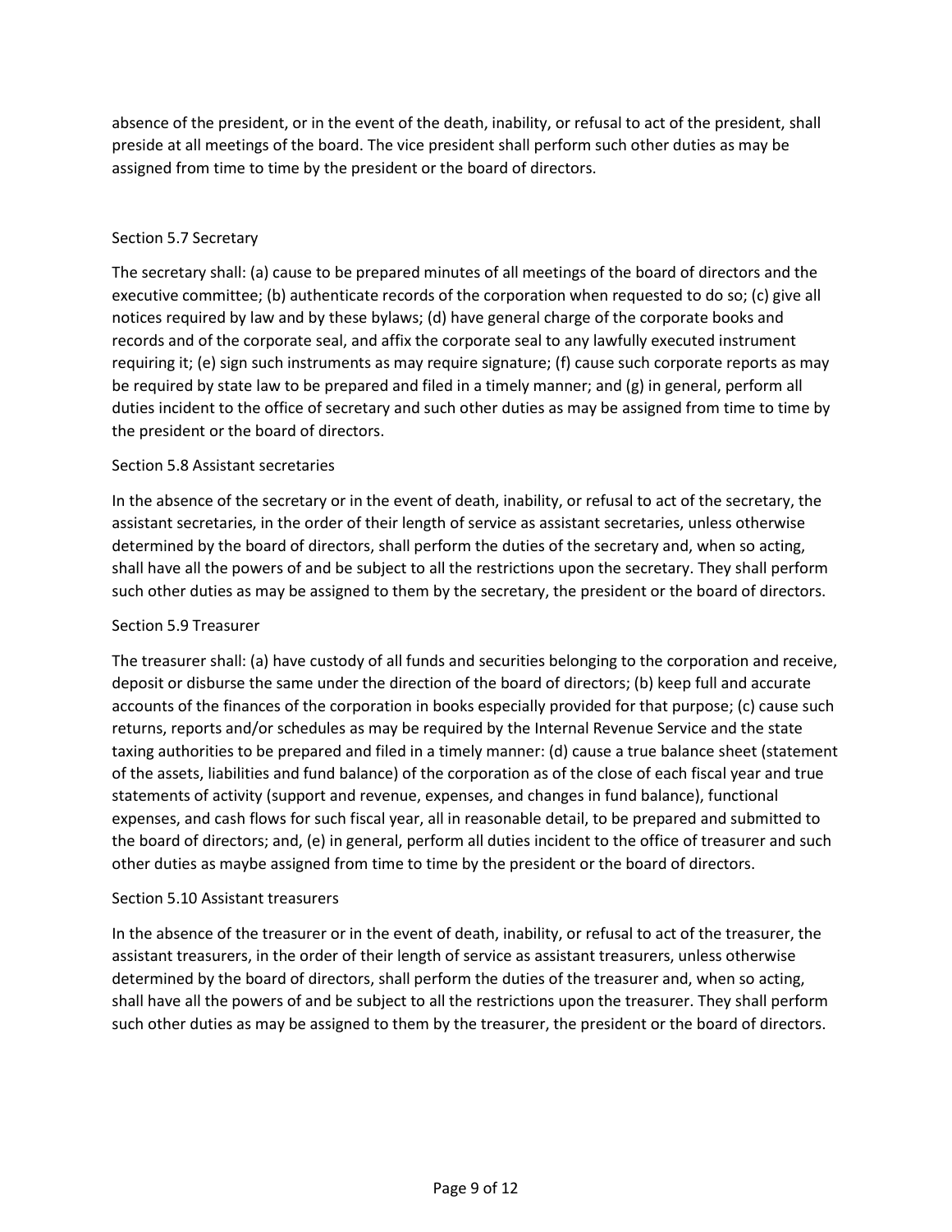absence of the president, or in the event of the death, inability, or refusal to act of the president, shall preside at all meetings of the board. The vice president shall perform such other duties as may be assigned from time to time by the president or the board of directors.

### Section 5.7 Secretary

The secretary shall: (a) cause to be prepared minutes of all meetings of the board of directors and the executive committee; (b) authenticate records of the corporation when requested to do so; (c) give all notices required by law and by these bylaws; (d) have general charge of the corporate books and records and of the corporate seal, and affix the corporate seal to any lawfully executed instrument requiring it; (e) sign such instruments as may require signature; (f) cause such corporate reports as may be required by state law to be prepared and filed in a timely manner; and (g) in general, perform all duties incident to the office of secretary and such other duties as may be assigned from time to time by the president or the board of directors.

### Section 5.8 Assistant secretaries

In the absence of the secretary or in the event of death, inability, or refusal to act of the secretary, the assistant secretaries, in the order of their length of service as assistant secretaries, unless otherwise determined by the board of directors, shall perform the duties of the secretary and, when so acting, shall have all the powers of and be subject to all the restrictions upon the secretary. They shall perform such other duties as may be assigned to them by the secretary, the president or the board of directors.

### Section 5.9 Treasurer

The treasurer shall: (a) have custody of all funds and securities belonging to the corporation and receive, deposit or disburse the same under the direction of the board of directors; (b) keep full and accurate accounts of the finances of the corporation in books especially provided for that purpose; (c) cause such returns, reports and/or schedules as may be required by the Internal Revenue Service and the state taxing authorities to be prepared and filed in a timely manner: (d) cause a true balance sheet (statement of the assets, liabilities and fund balance) of the corporation as of the close of each fiscal year and true statements of activity (support and revenue, expenses, and changes in fund balance), functional expenses, and cash flows for such fiscal year, all in reasonable detail, to be prepared and submitted to the board of directors; and, (e) in general, perform all duties incident to the office of treasurer and such other duties as maybe assigned from time to time by the president or the board of directors.

### Section 5.10 Assistant treasurers

In the absence of the treasurer or in the event of death, inability, or refusal to act of the treasurer, the assistant treasurers, in the order of their length of service as assistant treasurers, unless otherwise determined by the board of directors, shall perform the duties of the treasurer and, when so acting, shall have all the powers of and be subject to all the restrictions upon the treasurer. They shall perform such other duties as may be assigned to them by the treasurer, the president or the board of directors.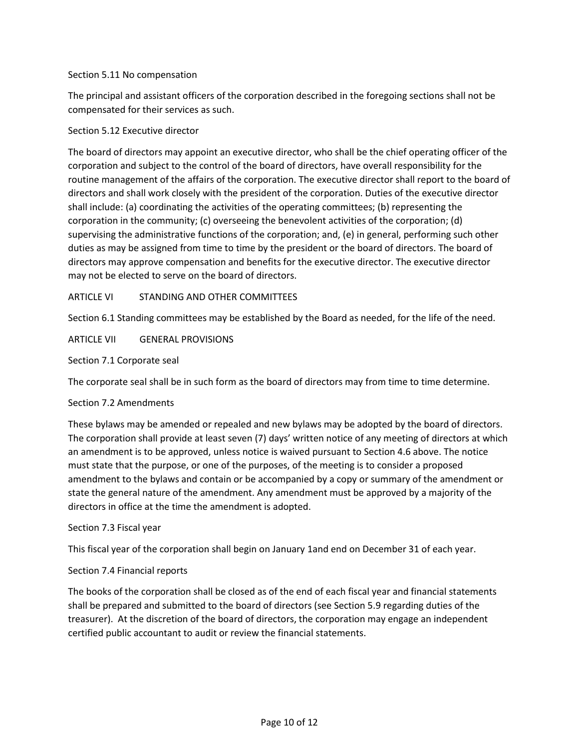### Section 5.11 No compensation

The principal and assistant officers of the corporation described in the foregoing sections shall not be compensated for their services as such.

### Section 5.12 Executive director

The board of directors may appoint an executive director, who shall be the chief operating officer of the corporation and subject to the control of the board of directors, have overall responsibility for the routine management of the affairs of the corporation. The executive director shall report to the board of directors and shall work closely with the president of the corporation. Duties of the executive director shall include: (a) coordinating the activities of the operating committees; (b) representing the corporation in the community; (c) overseeing the benevolent activities of the corporation; (d) supervising the administrative functions of the corporation; and, (e) in general, performing such other duties as may be assigned from time to time by the president or the board of directors. The board of directors may approve compensation and benefits for the executive director. The executive director may not be elected to serve on the board of directors.

## ARTICLE VI STANDING AND OTHER COMMITTEES

Section 6.1 Standing committees may be established by the Board as needed, for the life of the need.

## ARTICLE VII GENERAL PROVISIONS

### Section 7.1 Corporate seal

The corporate seal shall be in such form as the board of directors may from time to time determine.

### Section 7.2 Amendments

These bylaws may be amended or repealed and new bylaws may be adopted by the board of directors. The corporation shall provide at least seven (7) days' written notice of any meeting of directors at which an amendment is to be approved, unless notice is waived pursuant to Section 4.6 above. The notice must state that the purpose, or one of the purposes, of the meeting is to consider a proposed amendment to the bylaws and contain or be accompanied by a copy or summary of the amendment or state the general nature of the amendment. Any amendment must be approved by a majority of the directors in office at the time the amendment is adopted.

### Section 7.3 Fiscal year

This fiscal year of the corporation shall begin on January 1and end on December 31 of each year.

### Section 7.4 Financial reports

The books of the corporation shall be closed as of the end of each fiscal year and financial statements shall be prepared and submitted to the board of directors (see Section 5.9 regarding duties of the treasurer). At the discretion of the board of directors, the corporation may engage an independent certified public accountant to audit or review the financial statements.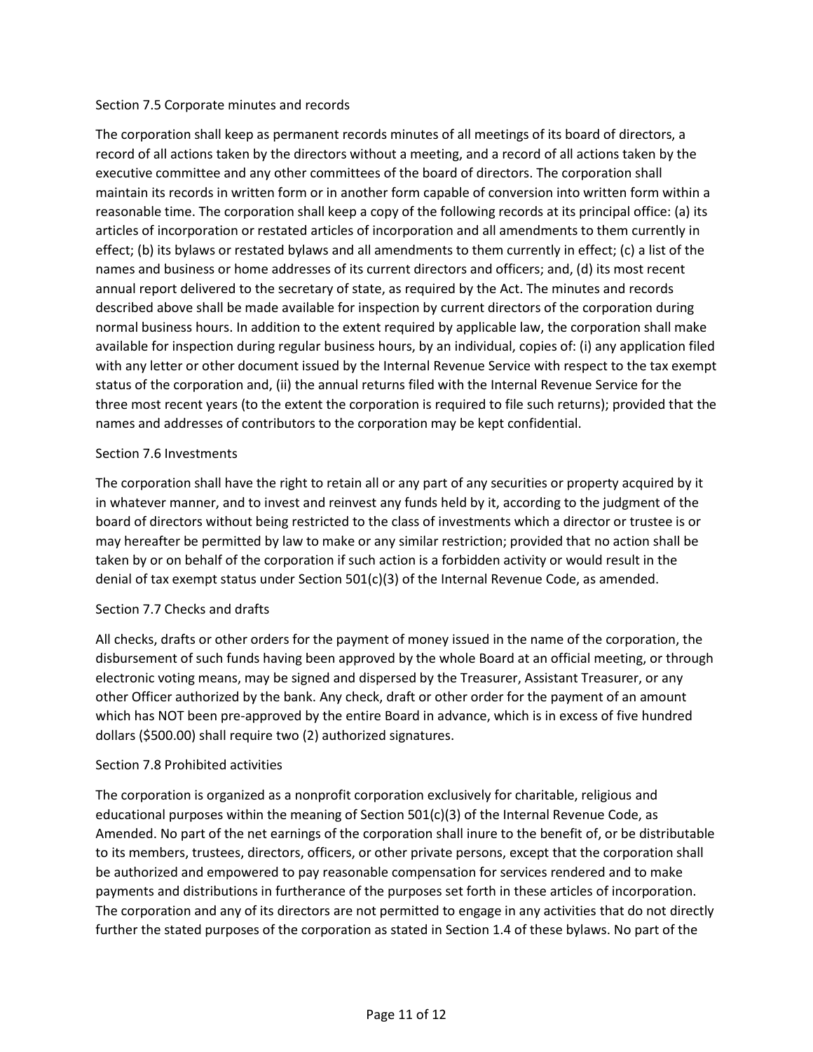### Section 7.5 Corporate minutes and records

The corporation shall keep as permanent records minutes of all meetings of its board of directors, a record of all actions taken by the directors without a meeting, and a record of all actions taken by the executive committee and any other committees of the board of directors. The corporation shall maintain its records in written form or in another form capable of conversion into written form within a reasonable time. The corporation shall keep a copy of the following records at its principal office: (a) its articles of incorporation or restated articles of incorporation and all amendments to them currently in effect; (b) its bylaws or restated bylaws and all amendments to them currently in effect; (c) a list of the names and business or home addresses of its current directors and officers; and, (d) its most recent annual report delivered to the secretary of state, as required by the Act. The minutes and records described above shall be made available for inspection by current directors of the corporation during normal business hours. In addition to the extent required by applicable law, the corporation shall make available for inspection during regular business hours, by an individual, copies of: (i) any application filed with any letter or other document issued by the Internal Revenue Service with respect to the tax exempt status of the corporation and, (ii) the annual returns filed with the Internal Revenue Service for the three most recent years (to the extent the corporation is required to file such returns); provided that the names and addresses of contributors to the corporation may be kept confidential.

### Section 7.6 Investments

The corporation shall have the right to retain all or any part of any securities or property acquired by it in whatever manner, and to invest and reinvest any funds held by it, according to the judgment of the board of directors without being restricted to the class of investments which a director or trustee is or may hereafter be permitted by law to make or any similar restriction; provided that no action shall be taken by or on behalf of the corporation if such action is a forbidden activity or would result in the denial of tax exempt status under Section 501(c)(3) of the Internal Revenue Code, as amended.

### Section 7.7 Checks and drafts

All checks, drafts or other orders for the payment of money issued in the name of the corporation, the disbursement of such funds having been approved by the whole Board at an official meeting, or through electronic voting means, may be signed and dispersed by the Treasurer, Assistant Treasurer, or any other Officer authorized by the bank. Any check, draft or other order for the payment of an amount which has NOT been pre-approved by the entire Board in advance, which is in excess of five hundred dollars ($500.00) shall require two (2) authorized signatures.

### Section 7.8 Prohibited activities

The corporation is organized as a nonprofit corporation exclusively for charitable, religious and educational purposes within the meaning of Section 501(c)(3) of the Internal Revenue Code, as Amended. No part of the net earnings of the corporation shall inure to the benefit of, or be distributable to its members, trustees, directors, officers, or other private persons, except that the corporation shall be authorized and empowered to pay reasonable compensation for services rendered and to make payments and distributions in furtherance of the purposes set forth in these articles of incorporation. The corporation and any of its directors are not permitted to engage in any activities that do not directly further the stated purposes of the corporation as stated in Section 1.4 of these bylaws. No part of the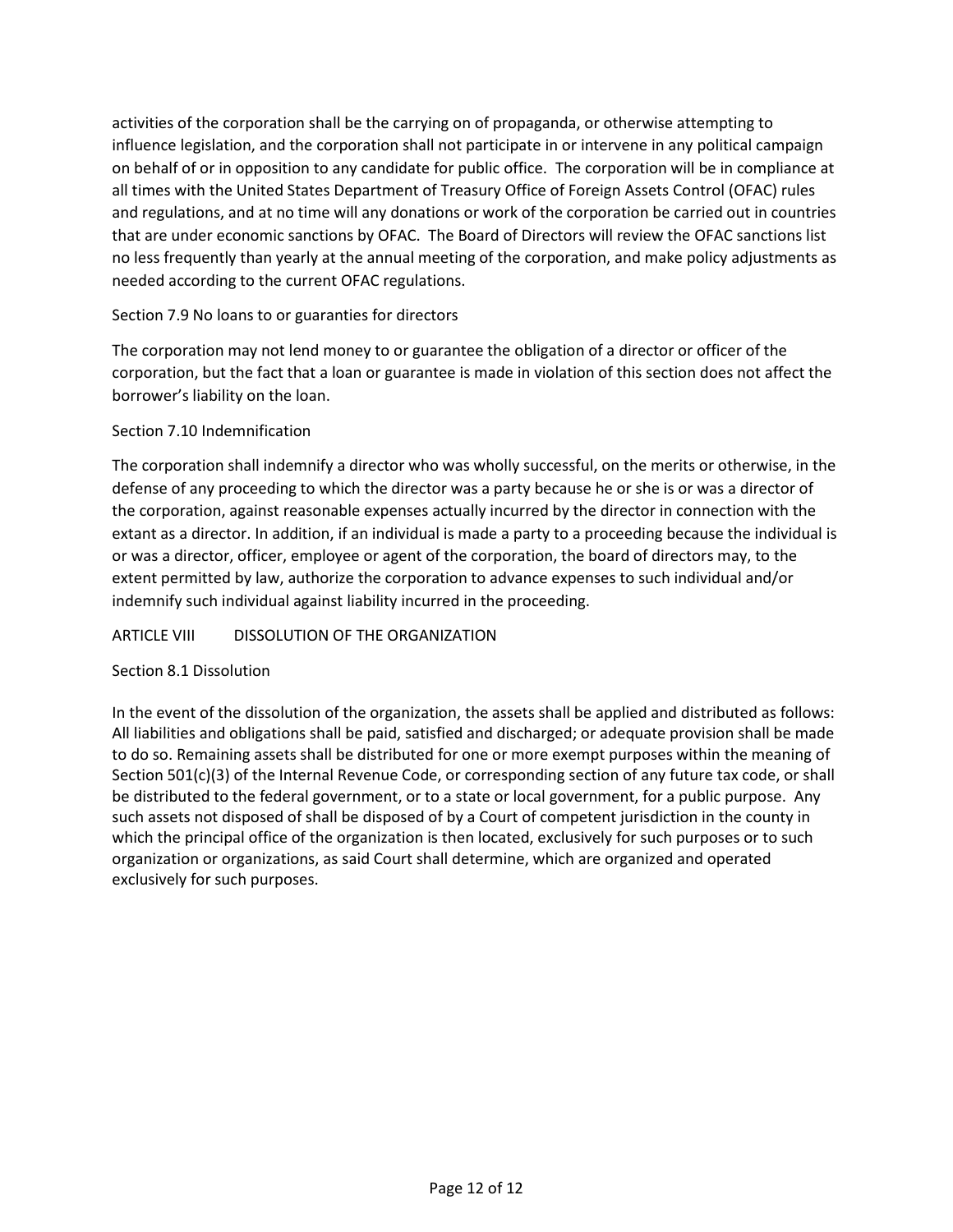activities of the corporation shall be the carrying on of propaganda, or otherwise attempting to influence legislation, and the corporation shall not participate in or intervene in any political campaign on behalf of or in opposition to any candidate for public office. The corporation will be in compliance at all times with the United States Department of Treasury Office of Foreign Assets Control (OFAC) rules and regulations, and at no time will any donations or work of the corporation be carried out in countries that are under economic sanctions by OFAC. The Board of Directors will review the OFAC sanctions list no less frequently than yearly at the annual meeting of the corporation, and make policy adjustments as needed according to the current OFAC regulations.

Section 7.9 No loans to or guaranties for directors

The corporation may not lend money to or guarantee the obligation of a director or officer of the corporation, but the fact that a loan or guarantee is made in violation of this section does not affect the borrower's liability on the loan.

Section 7.10 Indemnification

The corporation shall indemnify a director who was wholly successful, on the merits or otherwise, in the defense of any proceeding to which the director was a party because he or she is or was a director of the corporation, against reasonable expenses actually incurred by the director in connection with the extant as a director. In addition, if an individual is made a party to a proceeding because the individual is or was a director, officer, employee or agent of the corporation, the board of directors may, to the extent permitted by law, authorize the corporation to advance expenses to such individual and/or indemnify such individual against liability incurred in the proceeding.

## ARTICLE VIII DISSOLUTION OF THE ORGANIZATION

Section 8.1 Dissolution

In the event of the dissolution of the organization, the assets shall be applied and distributed as follows: All liabilities and obligations shall be paid, satisfied and discharged; or adequate provision shall be made to do so. Remaining assets shall be distributed for one or more exempt purposes within the meaning of Section 501(c)(3) of the Internal Revenue Code, or corresponding section of any future tax code, or shall be distributed to the federal government, or to a state or local government, for a public purpose. Any such assets not disposed of shall be disposed of by a Court of competent jurisdiction in the county in which the principal office of the organization is then located, exclusively for such purposes or to such organization or organizations, as said Court shall determine, which are organized and operated exclusively for such purposes.